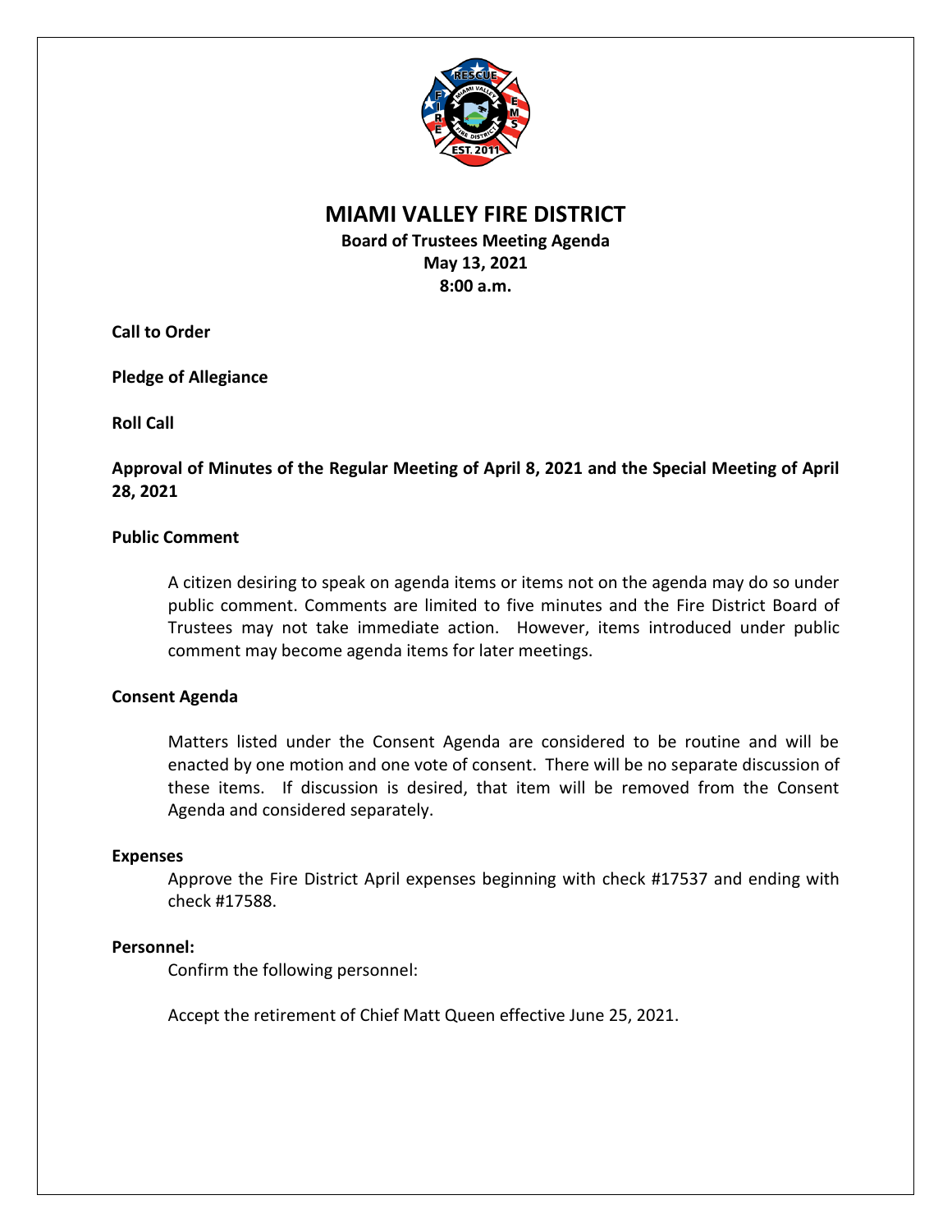# MIAMI VALLEY FIRE DISTRICT

**Board of Trustees Meeting Agenda**
**May 13, 2021**
**8:00 a.m.**

**Call to Order**

**Pledge of Allegiance**

**Roll Call**

**Approval of Minutes of the Regular Meeting of April 8, 2021 and the Special Meeting of April 28, 2021**

**Public Comment**

A citizen desiring to speak on agenda items or items not on the agenda may do so under public comment. Comments are limited to five minutes and the Fire District Board of Trustees may not take immediate action. However, items introduced under public comment may become agenda items for later meetings.

**Consent Agenda**

Matters listed under the Consent Agenda are considered to be routine and will be enacted by one motion and one vote of consent. There will be no separate discussion of these items. If discussion is desired, that item will be removed from the Consent Agenda and considered separately.

**Expenses**

Approve the Fire District April expenses beginning with check #17537 and ending with check #17588.

**Personnel:**

Confirm the following personnel:

Accept the retirement of Chief Matt Queen effective June 25, 2021.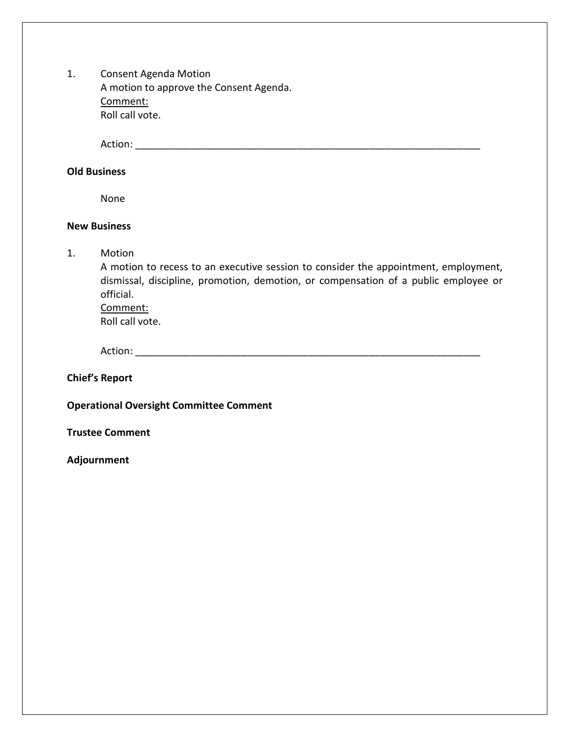1. Consent Agenda Motion
   A motion to approve the Consent Agenda.
   Comment:
   Roll call vote.

   Action: ________________________________________________________________

**Old Business**

None

**New Business**

1. Motion
   A motion to recess to an executive session to consider the appointment, employment, dismissal, discipline, promotion, demotion, or compensation of a public employee or official.
   Comment:
   Roll call vote.

   Action: ________________________________________________________________

**Chief's Report**

**Operational Oversight Committee Comment**

**Trustee Comment**

**Adjournment**